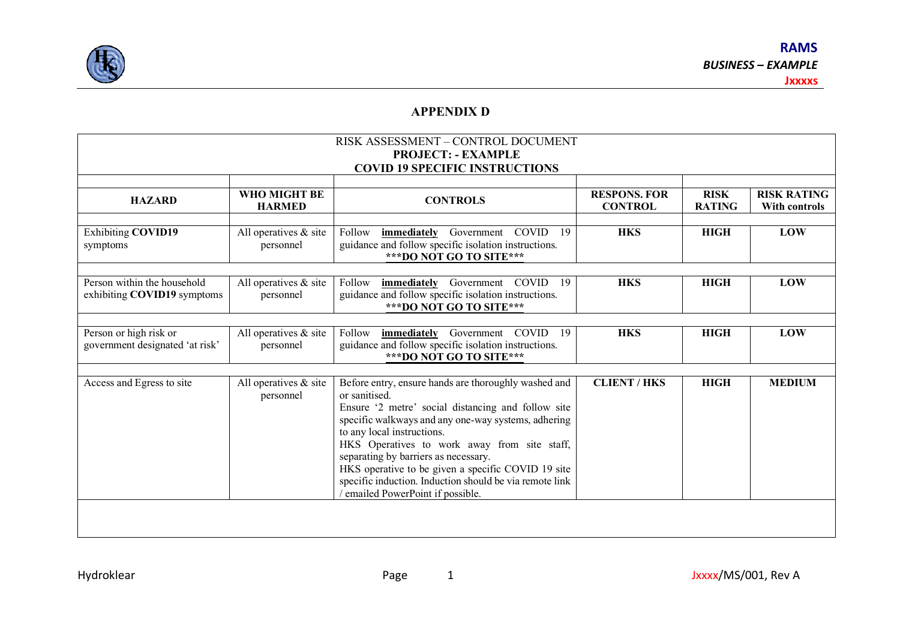## APPENDIX D

| RISK ASSESSMENT – CONTROL DOCUMENT<br>**PROJECT: - EXAMPLE**<br>**COVID 19 SPECIFIC INSTRUCTIONS** | | | | | |
|---|---|---|---|---|---|
| **HAZARD** | **WHO MIGHT BE HARMED** | **CONTROLS** | **RESPONS. FOR CONTROL** | **RISK RATING** | **RISK RATING With controls** |
| Exhibiting **COVID19** symptoms | All operatives & site personnel | Follow **immediately** Government COVID 19 guidance and follow specific isolation instructions. **\*\*\*DO NOT GO TO SITE\*\*\*** | **HKS** | **HIGH** | **LOW** |
| Person within the household exhibiting **COVID19** symptoms | All operatives & site personnel | Follow **immediately** Government COVID 19 guidance and follow specific isolation instructions. **\*\*\*DO NOT GO TO SITE\*\*\*** | **HKS** | **HIGH** | **LOW** |
| Person or high risk or government designated 'at risk' | All operatives & site personnel | Follow **immediately** Government COVID 19 guidance and follow specific isolation instructions. **\*\*\*DO NOT GO TO SITE\*\*\*** | **HKS** | **HIGH** | **LOW** |
| Access and Egress to site | All operatives & site personnel | Before entry, ensure hands are thoroughly washed and or sanitised.<br>Ensure '2 metre' social distancing and follow site specific walkways and any one-way systems, adhering to any local instructions.<br>HKS Operatives to work away from site staff, separating by barriers as necessary.<br>HKS operative to be given a specific COVID 19 site specific induction. Induction should be via remote link / emailed PowerPoint if possible. | **CLIENT / HKS** | **HIGH** | **MEDIUM** |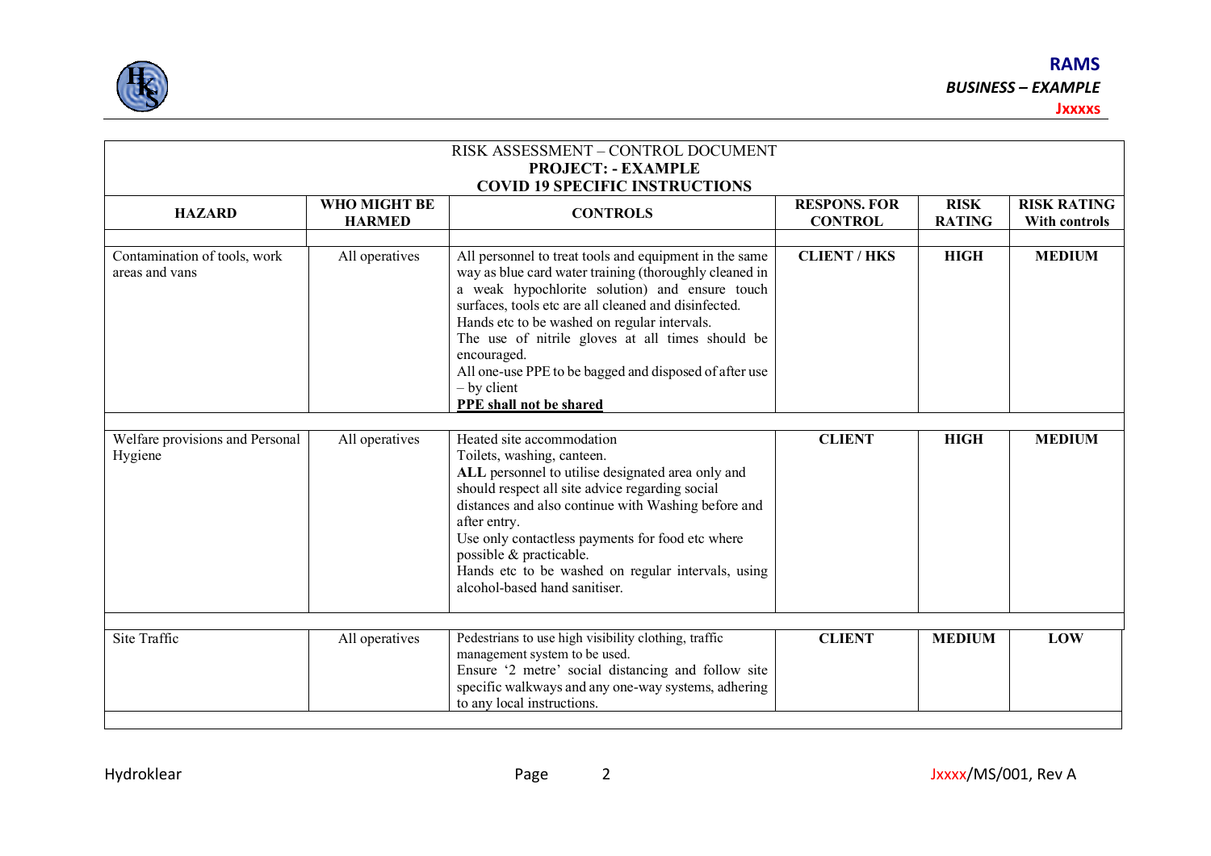RISK ASSESSMENT – CONTROL DOCUMENT

**PROJECT: - EXAMPLE**

**COVID 19 SPECIFIC INSTRUCTIONS**

| HAZARD | WHO MIGHT BE HARMED | CONTROLS | RESPONS. FOR CONTROL | RISK RATING | RISK RATING With controls |
|---|---|---|---|---|---|
| Contamination of tools, work areas and vans | All operatives | All personnel to treat tools and equipment in the same way as blue card water training (thoroughly cleaned in a weak hypochlorite solution) and ensure touch surfaces, tools etc are all cleaned and disinfected.<br>Hands etc to be washed on regular intervals.<br>The use of nitrile gloves at all times should be encouraged.<br>All one-use PPE to be bagged and disposed of after use – by client<br>**PPE shall not be shared** | **CLIENT / HKS** | **HIGH** | **MEDIUM** |
| Welfare provisions and Personal Hygiene | All operatives | Heated site accommodation<br>Toilets, washing, canteen.<br>**ALL** personnel to utilise designated area only and should respect all site advice regarding social distances and also continue with Washing before and after entry.<br>Use only contactless payments for food etc where possible & practicable.<br>Hands etc to be washed on regular intervals, using alcohol-based hand sanitiser. | **CLIENT** | **HIGH** | **MEDIUM** |
| Site Traffic | All operatives | Pedestrians to use high visibility clothing, traffic management system to be used.<br>Ensure '2 metre' social distancing and follow site specific walkways and any one-way systems, adhering to any local instructions. | **CLIENT** | **MEDIUM** | **LOW** |